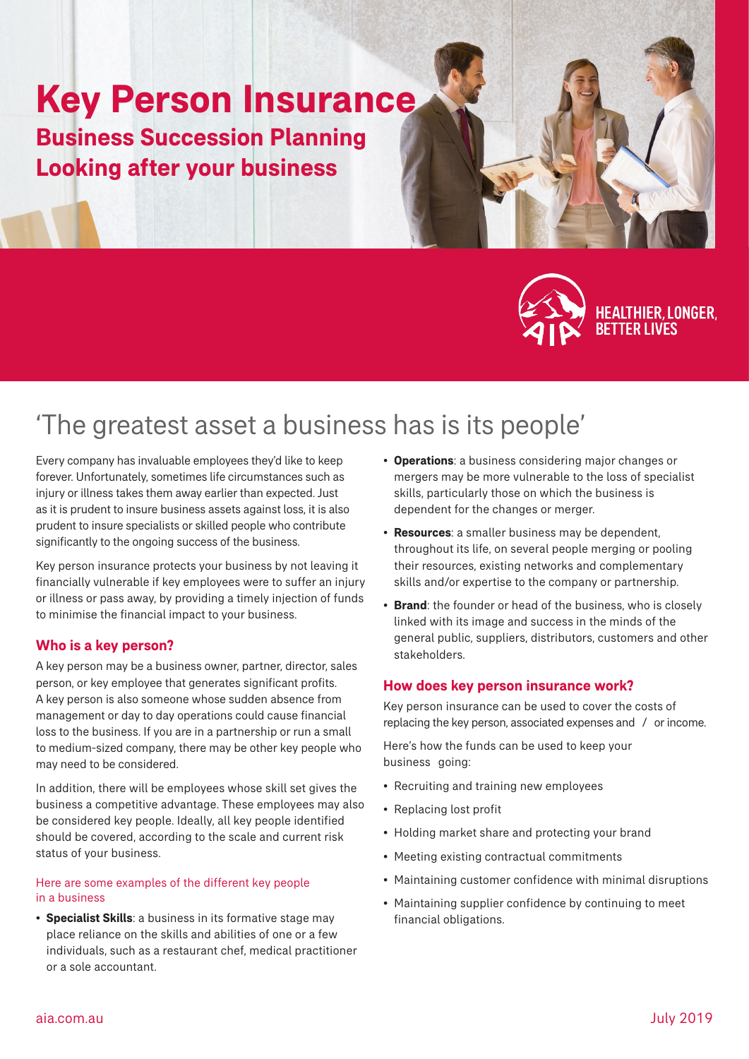# Key Person Insurance

## Business Succession Planning
## Looking after your business

HEALTHIER, LONGER, BETTER LIVES

## 'The greatest asset a business has is its people'

Every company has invaluable employees they'd like to keep forever. Unfortunately, sometimes life circumstances such as injury or illness takes them away earlier than expected. Just as it is prudent to insure business assets against loss, it is also prudent to insure specialists or skilled people who contribute significantly to the ongoing success of the business.

Key person insurance protects your business by not leaving it financially vulnerable if key employees were to suffer an injury or illness or pass away, by providing a timely injection of funds to minimise the financial impact to your business.

### Who is a key person?

A key person may be a business owner, partner, director, sales person, or key employee that generates significant profits. A key person is also someone whose sudden absence from management or day to day operations could cause financial loss to the business. If you are in a partnership or run a small to medium-sized company, there may be other key people who may need to be considered.

In addition, there will be employees whose skill set gives the business a competitive advantage. These employees may also be considered key people. Ideally, all key people identified should be covered, according to the scale and current risk status of your business.

Here are some examples of the different key people in a business

- **Specialist Skills**: a business in its formative stage may place reliance on the skills and abilities of one or a few individuals, such as a restaurant chef, medical practitioner or a sole accountant.
- **Operations**: a business considering major changes or mergers may be more vulnerable to the loss of specialist skills, particularly those on which the business is dependent for the changes or merger.
- **Resources**: a smaller business may be dependent, throughout its life, on several people merging or pooling their resources, existing networks and complementary skills and/or expertise to the company or partnership.
- **Brand**: the founder or head of the business, who is closely linked with its image and success in the minds of the general public, suppliers, distributors, customers and other stakeholders.

### How does key person insurance work?

Key person insurance can be used to cover the costs of replacing the key person, associated expenses and / or income.

Here's how the funds can be used to keep your business going:

- Recruiting and training new employees
- Replacing lost profit
- Holding market share and protecting your brand
- Meeting existing contractual commitments
- Maintaining customer confidence with minimal disruptions
- Maintaining supplier confidence by continuing to meet financial obligations.

aia.com.au

July 2019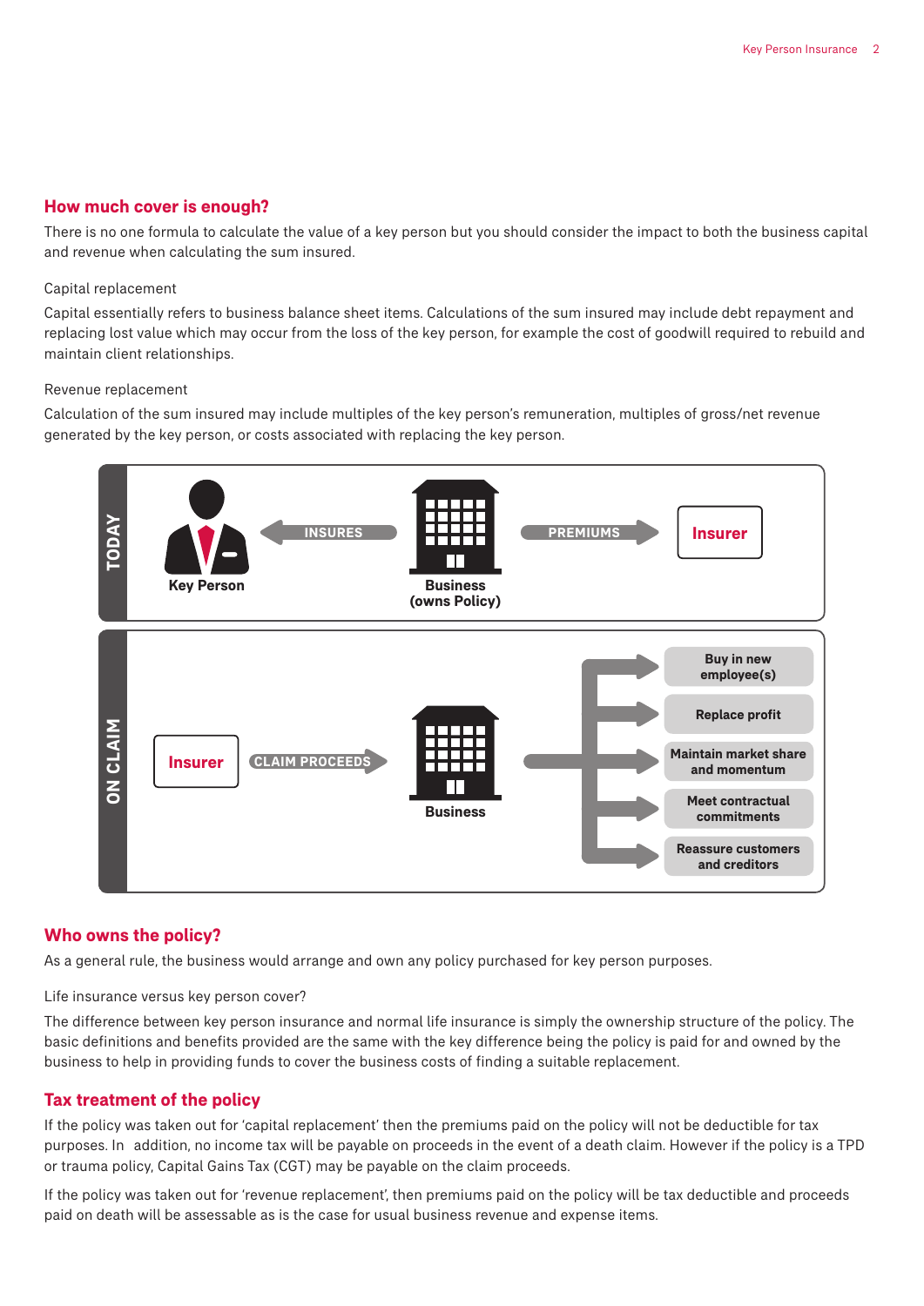## How much cover is enough?

There is no one formula to calculate the value of a key person but you should consider the impact to both the business capital and revenue when calculating the sum insured.

Capital replacement

Capital essentially refers to business balance sheet items. Calculations of the sum insured may include debt repayment and replacing lost value which may occur from the loss of the key person, for example the cost of goodwill required to rebuild and maintain client relationships.

Revenue replacement

Calculation of the sum insured may include multiples of the key person's remuneration, multiples of gross/net revenue generated by the key person, or costs associated with replacing the key person.

**TODAY**

Key Person ← INSURES — Business (owns Policy) — PREMIUMS → Insurer

**ON CLAIM**

Insurer — CLAIM PROCEEDS → Business →

- Buy in new employee(s)
- Replace profit
- Maintain market share and momentum
- Meet contractual commitments
- Reassure customers and creditors

## Who owns the policy?

As a general rule, the business would arrange and own any policy purchased for key person purposes.

Life insurance versus key person cover?

The difference between key person insurance and normal life insurance is simply the ownership structure of the policy. The basic definitions and benefits provided are the same with the key difference being the policy is paid for and owned by the business to help in providing funds to cover the business costs of finding a suitable replacement.

## Tax treatment of the policy

If the policy was taken out for 'capital replacement' then the premiums paid on the policy will not be deductible for tax purposes. In addition, no income tax will be payable on proceeds in the event of a death claim. However if the policy is a TPD or trauma policy, Capital Gains Tax (CGT) may be payable on the claim proceeds.

If the policy was taken out for 'revenue replacement', then premiums paid on the policy will be tax deductible and proceeds paid on death will be assessable as is the case for usual business revenue and expense items.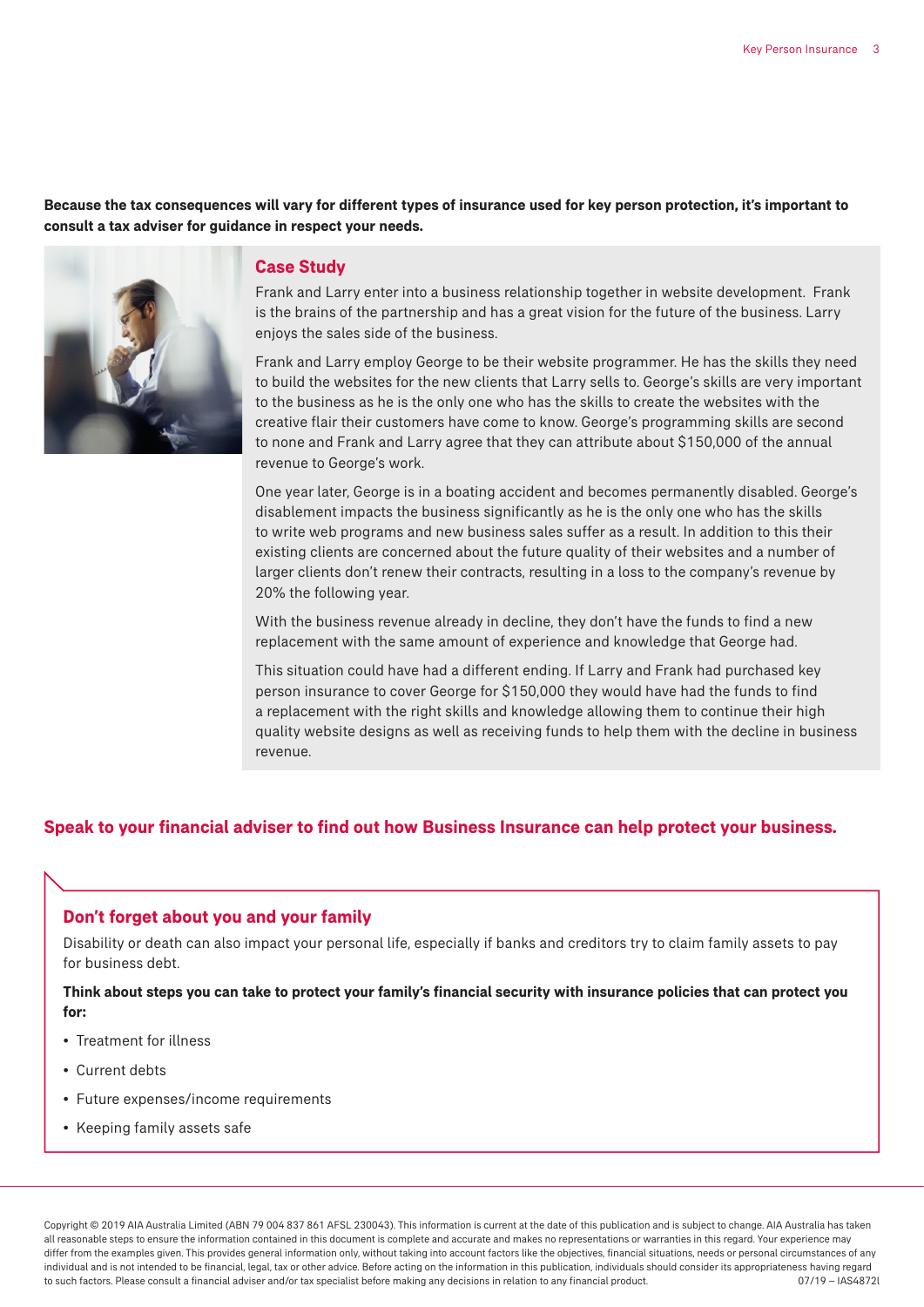**Because the tax consequences will vary for different types of insurance used for key person protection, it's important to consult a tax adviser for guidance in respect your needs.**

## Case Study

Frank and Larry enter into a business relationship together in website development. Frank is the brains of the partnership and has a great vision for the future of the business. Larry enjoys the sales side of the business.

Frank and Larry employ George to be their website programmer. He has the skills they need to build the websites for the new clients that Larry sells to. George's skills are very important to the business as he is the only one who has the skills to create the websites with the creative flair their customers have come to know. George's programming skills are second to none and Frank and Larry agree that they can attribute about $150,000 of the annual revenue to George's work.

One year later, George is in a boating accident and becomes permanently disabled. George's disablement impacts the business significantly as he is the only one who has the skills to write web programs and new business sales suffer as a result. In addition to this their existing clients are concerned about the future quality of their websites and a number of larger clients don't renew their contracts, resulting in a loss to the company's revenue by 20% the following year.

With the business revenue already in decline, they don't have the funds to find a new replacement with the same amount of experience and knowledge that George had.

This situation could have had a different ending. If Larry and Frank had purchased key person insurance to cover George for $150,000 they would have had the funds to find a replacement with the right skills and knowledge allowing them to continue their high quality website designs as well as receiving funds to help them with the decline in business revenue.

**Speak to your financial adviser to find out how Business Insurance can help protect your business.**

## Don't forget about you and your family

Disability or death can also impact your personal life, especially if banks and creditors try to claim family assets to pay for business debt.

**Think about steps you can take to protect your family's financial security with insurance policies that can protect you for:**

- Treatment for illness
- Current debts
- Future expenses/income requirements
- Keeping family assets safe

Copyright © 2019 AIA Australia Limited (ABN 79 004 837 861 AFSL 230043). This information is current at the date of this publication and is subject to change. AIA Australia has taken all reasonable steps to ensure the information contained in this document is complete and accurate and makes no representations or warranties in this regard. Your experience may differ from the examples given. This provides general information only, without taking into account factors like the objectives, financial situations, needs or personal circumstances of any individual and is not intended to be financial, legal, tax or other advice. Before acting on the information in this publication, individuals should consider its appropriateness having regard to such factors. Please consult a financial adviser and/or tax specialist before making any decisions in relation to any financial product. 07/19 – IAS4872l